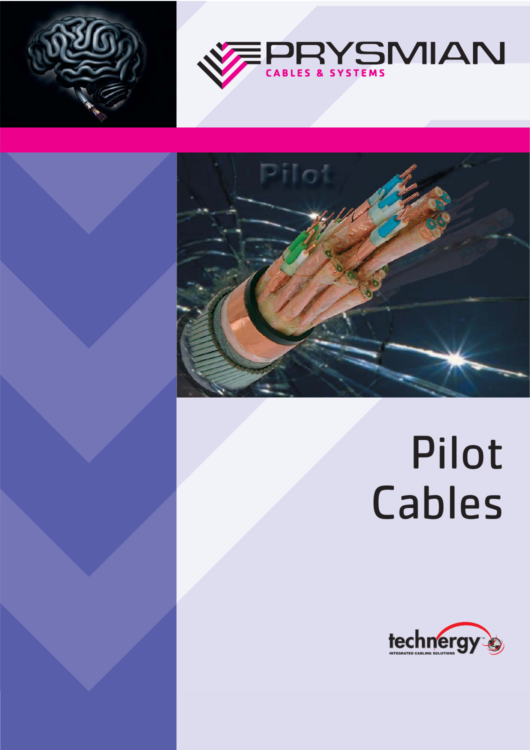PRYSMIAN

CABLES & SYSTEMS

# Pilot Cables

technergy™

INTEGRATED CABLING SOLUTIONS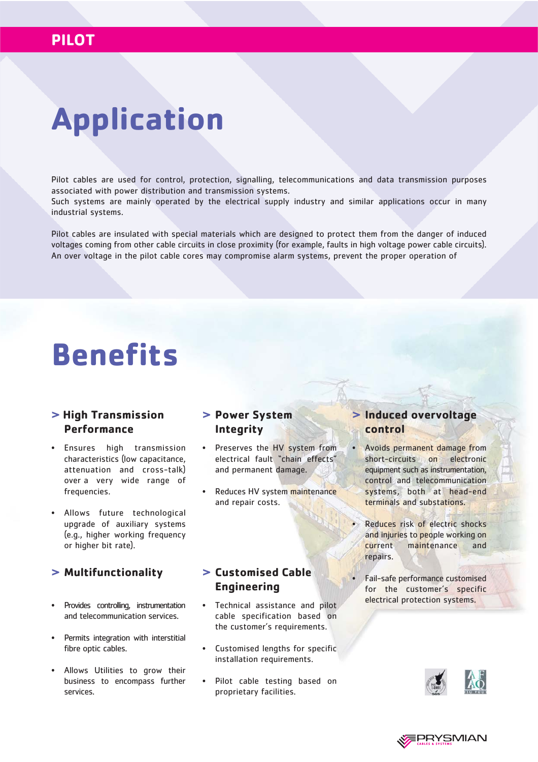# Application

Pilot cables are used for control, protection, signalling, telecommunications and data transmission purposes associated with power distribution and transmission systems.
Such systems are mainly operated by the electrical supply industry and similar applications occur in many industrial systems.

Pilot cables are insulated with special materials which are designed to protect them from the danger of induced voltages coming from other cable circuits in close proximity (for example, faults in high voltage power cable circuits). An over voltage in the pilot cable cores may compromise alarm systems, prevent the proper operation of

# Benefits

## > High Transmission Performance

- Ensures high transmission characteristics (low capacitance, attenuation and cross-talk) over a very wide range of frequencies.
- Allows future technological upgrade of auxiliary systems (e.g., higher working frequency or higher bit rate).

## > Multifunctionality

- Provides controlling, instrumentation and telecommunication services.
- Permits integration with interstitial fibre optic cables.
- Allows Utilities to grow their business to encompass further services.

## > Power System Integrity

- Preserves the HV system from electrical fault "chain effects" and permanent damage.
- Reduces HV system maintenance and repair costs.

## > Customised Cable Engineering

- Technical assistance and pilot cable specification based on the customer's requirements.
- Customised lengths for specific installation requirements.
- Pilot cable testing based on proprietary facilities.

## > Induced overvoltage control

- Avoids permanent damage from short-circuits on electronic equipment such as instrumentation, control and telecommunication systems, both at head-end terminals and substations.
- Reduces risk of electric shocks and injuries to people working on current maintenance and repairs.
- Fail-safe performance customised for the customer's specific electrical protection systems.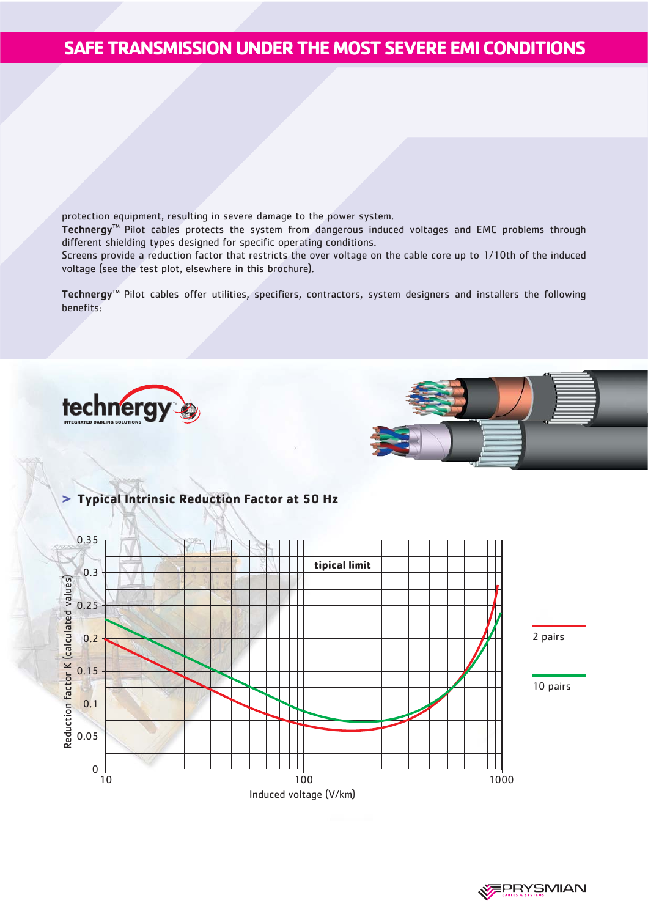# SAFE TRANSMISSION UNDER THE MOST SEVERE EMI CONDITIONS

protection equipment, resulting in severe damage to the power system.

**Technergy™** Pilot cables protects the system from dangerous induced voltages and EMC problems through different shielding types designed for specific operating conditions.

Screens provide a reduction factor that restricts the over voltage on the cable core up to 1/10th of the induced voltage (see the test plot, elsewhere in this brochure).

**Technergy™** Pilot cables offer utilities, specifiers, contractors, system designers and installers the following benefits:

## > Typical Intrinsic Reduction Factor at 50 Hz

Reduction factor K (calculated values) vs. Induced voltage (V/km); tipical limit; 2 pairs; 10 pairs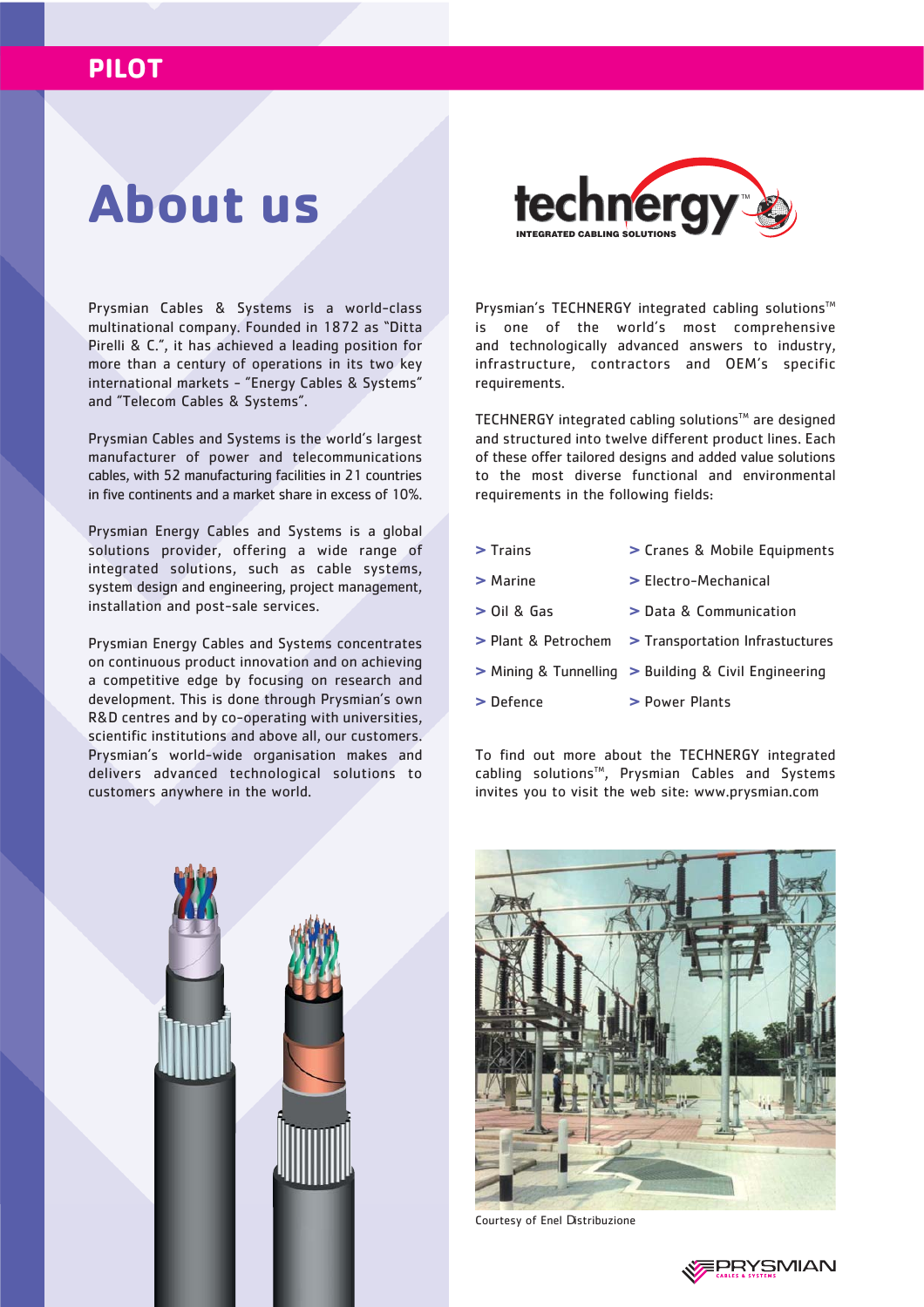# About us

Prysmian Cables & Systems is a world-class multinational company. Founded in 1872 as "Ditta Pirelli & C.", it has achieved a leading position for more than a century of operations in its two key international markets - "Energy Cables & Systems" and "Telecom Cables & Systems".

Prysmian Cables and Systems is the world's largest manufacturer of power and telecommunications cables, with 52 manufacturing facilities in 21 countries in five continents and a market share in excess of 10%.

Prysmian Energy Cables and Systems is a global solutions provider, offering a wide range of integrated solutions, such as cable systems, system design and engineering, project management, installation and post-sale services.

Prysmian Energy Cables and Systems concentrates on continuous product innovation and on achieving a competitive edge by focusing on research and development. This is done through Prysmian's own R&D centres and by co-operating with universities, scientific institutions and above all, our customers. Prysmian's world-wide organisation makes and delivers advanced technological solutions to customers anywhere in the world.

Prysmian's TECHNERGY integrated cabling solutions™ is one of the world's most comprehensive and technologically advanced answers to industry, infrastructure, contractors and OEM's specific requirements.

TECHNERGY integrated cabling solutions™ are designed and structured into twelve different product lines. Each of these offer tailored designs and added value solutions to the most diverse functional and environmental requirements in the following fields:

- Trains
- Marine
- Oil & Gas
- Plant & Petrochem
- Mining & Tunnelling
- Defence
- Cranes & Mobile Equipments
- Electro-Mechanical
- Data & Communication
- Transportation Infrastuctures
- Building & Civil Engineering
- Power Plants

To find out more about the TECHNERGY integrated cabling solutions™, Prysmian Cables and Systems invites you to visit the web site: www.prysmian.com

Courtesy of Enel Distribuzione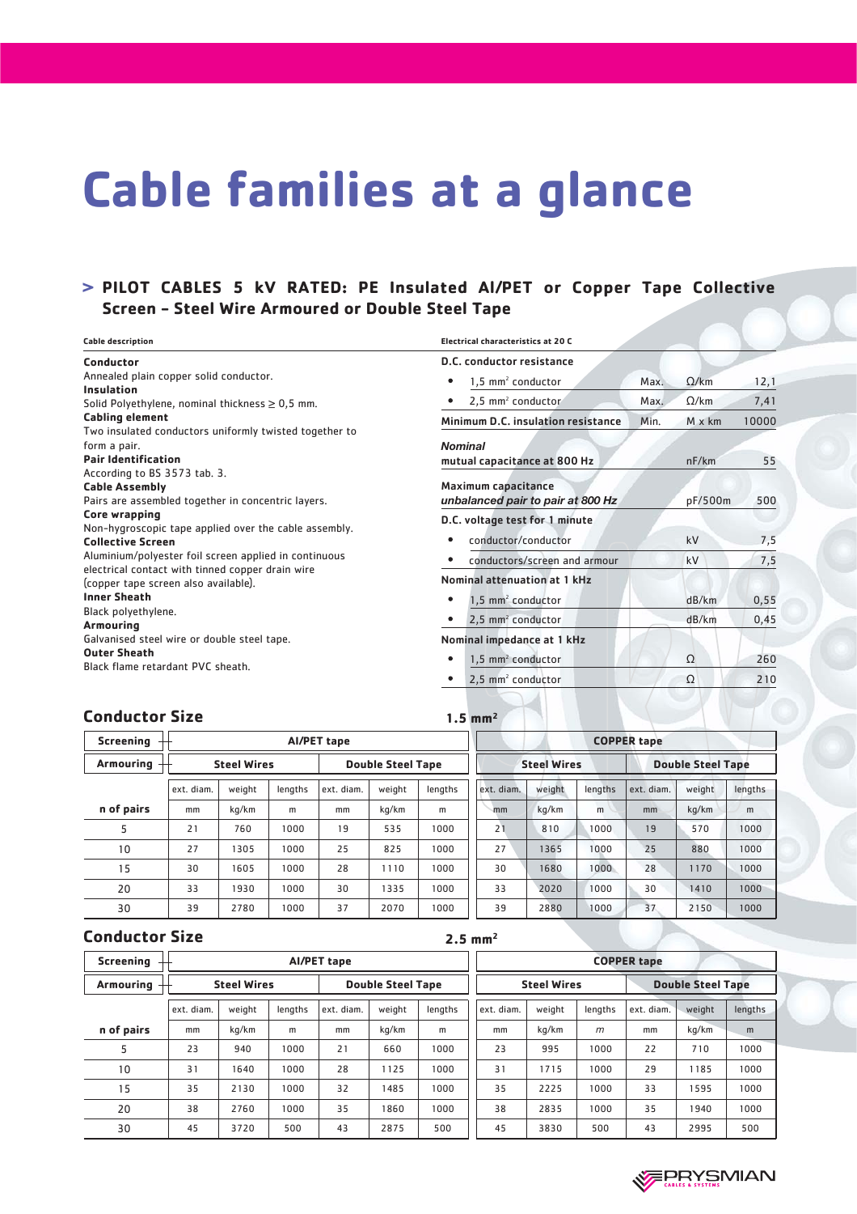# Cable families at a glance

## > PILOT CABLES 5 kV RATED: PE Insulated Al/PET or Copper Tape Collective Screen – Steel Wire Armoured or Double Steel Tape

**Cable description**

**Conductor**
Annealed plain copper solid conductor.
**Insulation**
Solid Polyethylene, nominal thickness ≥ 0,5 mm.
**Cabling element**
Two insulated conductors uniformly twisted together to form a pair.
**Pair Identification**
According to BS 3573 tab. 3.
**Cable Assembly**
Pairs are assembled together in concentric layers.
**Core wrapping**
Non-hygroscopic tape applied over the cable assembly.
**Collective Screen**
Aluminium/polyester foil screen applied in continuous electrical contact with tinned copper drain wire (copper tape screen also available).
**Inner Sheath**
Black polyethylene.
**Armouring**
Galvanised steel wire or double steel tape.
**Outer Sheath**
Black flame retardant PVC sheath.

**Electrical characteristics at 20 C**

| Characteristic | | Unit | Value |
|---|---|---|---|
| **D.C. conductor resistance** | | | |
| • 1,5 mm² conductor | Max. | Ω/km | 12,1 |
| • 2,5 mm² conductor | Max. | Ω/km | 7,41 |
| **Minimum D.C. insulation resistance** | Min. | M x km | 10000 |
| ***Nominal* mutual capacitance at 800 Hz** | | nF/km | 55 |
| **Maximum capacitance *unbalanced pair to pair at 800 Hz*** | | pF/500m | 500 |
| **D.C. voltage test for 1 minute** | | | |
| • conductor/conductor | | kV | 7,5 |
| • conductors/screen and armour | | kV | 7,5 |
| **Nominal attenuation at 1 kHz** | | | |
| • 1,5 mm² conductor | | dB/km | 0,55 |
| • 2,5 mm² conductor | | dB/km | 0,45 |
| **Nominal impedance at 1 kHz** | | | |
| • 1,5 mm² conductor | | Ω | 260 |
| • 2,5 mm² conductor | | Ω | 210 |

### Conductor Size 1.5 mm²

| Screening | Al/PET tape | | | | | | COPPER tape | | | | | |
|---|---|---|---|---|---|---|---|---|---|---|---|---|
| Armouring | Steel Wires | | | Double Steel Tape | | | Steel Wires | | | Double Steel Tape | | |
| | ext. diam. | weight | lengths | ext. diam. | weight | lengths | ext. diam. | weight | lengths | ext. diam. | weight | lengths |
| n of pairs | mm | kg/km | m | mm | kg/km | m | mm | kg/km | m | mm | kg/km | m |
| 5 | 21 | 760 | 1000 | 19 | 535 | 1000 | 21 | 810 | 1000 | 19 | 570 | 1000 |
| 10 | 27 | 1305 | 1000 | 25 | 825 | 1000 | 27 | 1365 | 1000 | 25 | 880 | 1000 |
| 15 | 30 | 1605 | 1000 | 28 | 1110 | 1000 | 30 | 1680 | 1000 | 28 | 1170 | 1000 |
| 20 | 33 | 1930 | 1000 | 30 | 1335 | 1000 | 33 | 2020 | 1000 | 30 | 1410 | 1000 |
| 30 | 39 | 2780 | 1000 | 37 | 2070 | 1000 | 39 | 2880 | 1000 | 37 | 2150 | 1000 |

### Conductor Size 2.5 mm²

| Screening | Al/PET tape | | | | | | COPPER tape | | | | | |
|---|---|---|---|---|---|---|---|---|---|---|---|---|
| Armouring | Steel Wires | | | Double Steel Tape | | | Steel Wires | | | Double Steel Tape | | |
| | ext. diam. | weight | lengths | ext. diam. | weight | lengths | ext. diam. | weight | lengths | ext. diam. | weight | lengths |
| n of pairs | mm | kg/km | m | mm | kg/km | m | mm | kg/km | m | mm | kg/km | m |
| 5 | 23 | 940 | 1000 | 21 | 660 | 1000 | 23 | 995 | 1000 | 22 | 710 | 1000 |
| 10 | 31 | 1640 | 1000 | 28 | 1125 | 1000 | 31 | 1715 | 1000 | 29 | 1185 | 1000 |
| 15 | 35 | 2130 | 1000 | 32 | 1485 | 1000 | 35 | 2225 | 1000 | 33 | 1595 | 1000 |
| 20 | 38 | 2760 | 1000 | 35 | 1860 | 1000 | 38 | 2835 | 1000 | 35 | 1940 | 1000 |
| 30 | 45 | 3720 | 500 | 43 | 2875 | 500 | 45 | 3830 | 500 | 43 | 2995 | 500 |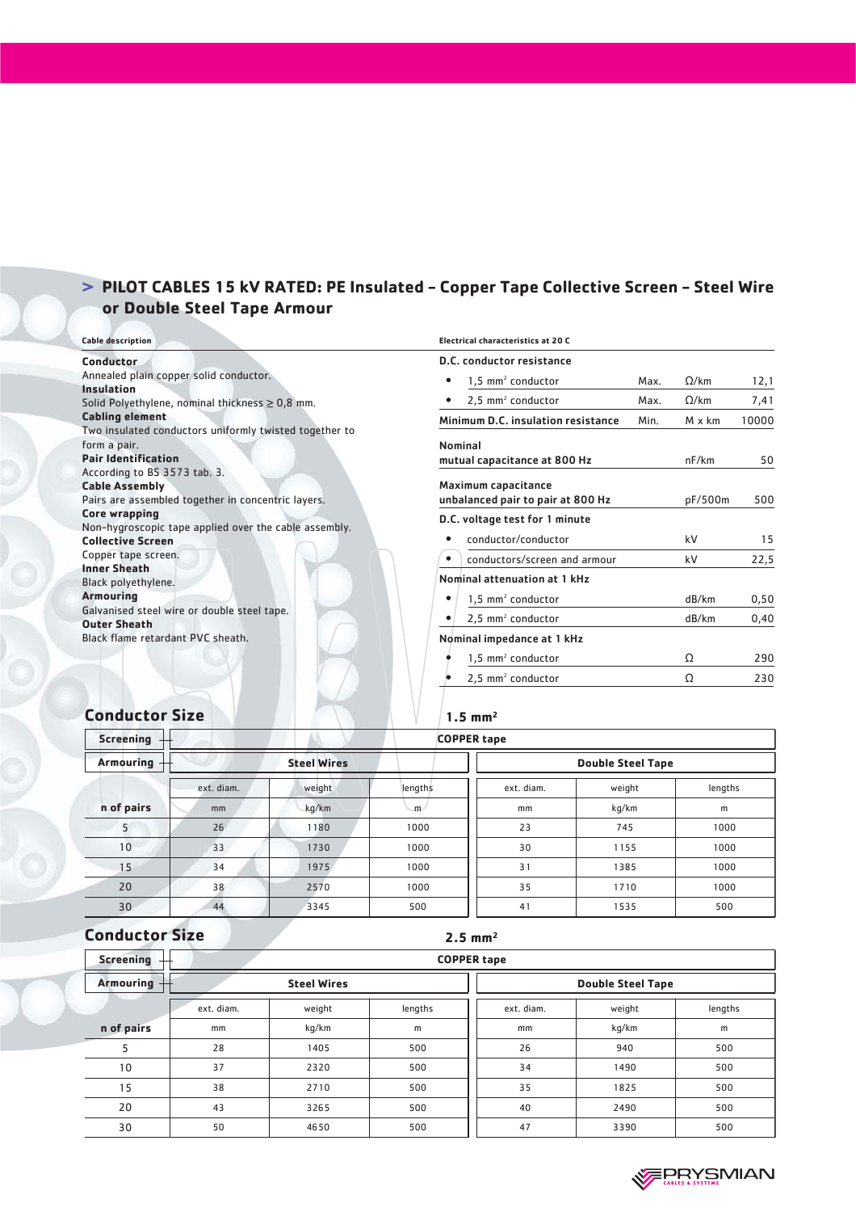## > PILOT CABLES 15 kV RATED: PE Insulated – Copper Tape Collective Screen – Steel Wire or Double Steel Tape Armour

**Cable description**

**Conductor**
Annealed plain copper solid conductor.
**Insulation**
Solid Polyethylene, nominal thickness ≥ 0,8 mm.
**Cabling element**
Two insulated conductors uniformly twisted together to form a pair.
**Pair Identification**
According to BS 3573 tab. 3.
**Cable Assembly**
Pairs are assembled together in concentric layers.
**Core wrapping**
Non-hygroscopic tape applied over the cable assembly.
**Collective Screen**
Copper tape screen.
**Inner Sheath**
Black polyethylene.
**Armouring**
Galvanised steel wire or double steel tape.
**Outer Sheath**
Black flame retardant PVC sheath.

**Electrical characteristics at 20 C**

| | | | |
|---|---|---|---|
| **D.C. conductor resistance** | | | |
| • 1,5 mm² conductor | Max. | Ω/km | 12,1 |
| • 2,5 mm² conductor | Max. | Ω/km | 7,41 |
| **Minimum D.C. insulation resistance** | Min. | M x km | 10000 |
| **Nominal mutual capacitance at 800 Hz** | | nF/km | 50 |
| **Maximum capacitance unbalanced pair to pair at 800 Hz** | | pF/500m | 500 |
| **D.C. voltage test for 1 minute** | | | |
| • conductor/conductor | | kV | 15 |
| • conductors/screen and armour | | kV | 22,5 |
| **Nominal attenuation at 1 kHz** | | | |
| • 1,5 mm² conductor | | dB/km | 0,50 |
| • 2,5 mm² conductor | | dB/km | 0,40 |
| **Nominal impedance at 1 kHz** | | | |
| • 1,5 mm² conductor | | Ω | 290 |
| • 2,5 mm² conductor | | Ω | 230 |

### Conductor Size 1.5 mm²

| Screening | COPPER tape | | | | | |
|---|---|---|---|---|---|---|
| **Armouring** | **Steel Wires** | | | **Double Steel Tape** | | |
| | ext. diam. | weight | lengths | ext. diam. | weight | lengths |
| **n of pairs** | mm | kg/km | m | mm | kg/km | m |
| 5 | 26 | 1180 | 1000 | 23 | 745 | 1000 |
| 10 | 33 | 1730 | 1000 | 30 | 1155 | 1000 |
| 15 | 34 | 1975 | 1000 | 31 | 1385 | 1000 |
| 20 | 38 | 2570 | 1000 | 35 | 1710 | 1000 |
| 30 | 44 | 3345 | 500 | 41 | 1535 | 500 |

### Conductor Size 2.5 mm²

| Screening | COPPER tape | | | | | |
|---|---|---|---|---|---|---|
| **Armouring** | **Steel Wires** | | | **Double Steel Tape** | | |
| | ext. diam. | weight | lengths | ext. diam. | weight | lengths |
| **n of pairs** | mm | kg/km | m | mm | kg/km | m |
| 5 | 28 | 1405 | 500 | 26 | 940 | 500 |
| 10 | 37 | 2320 | 500 | 34 | 1490 | 500 |
| 15 | 38 | 2710 | 500 | 35 | 1825 | 500 |
| 20 | 43 | 3265 | 500 | 40 | 2490 | 500 |
| 30 | 50 | 4650 | 500 | 47 | 3390 | 500 |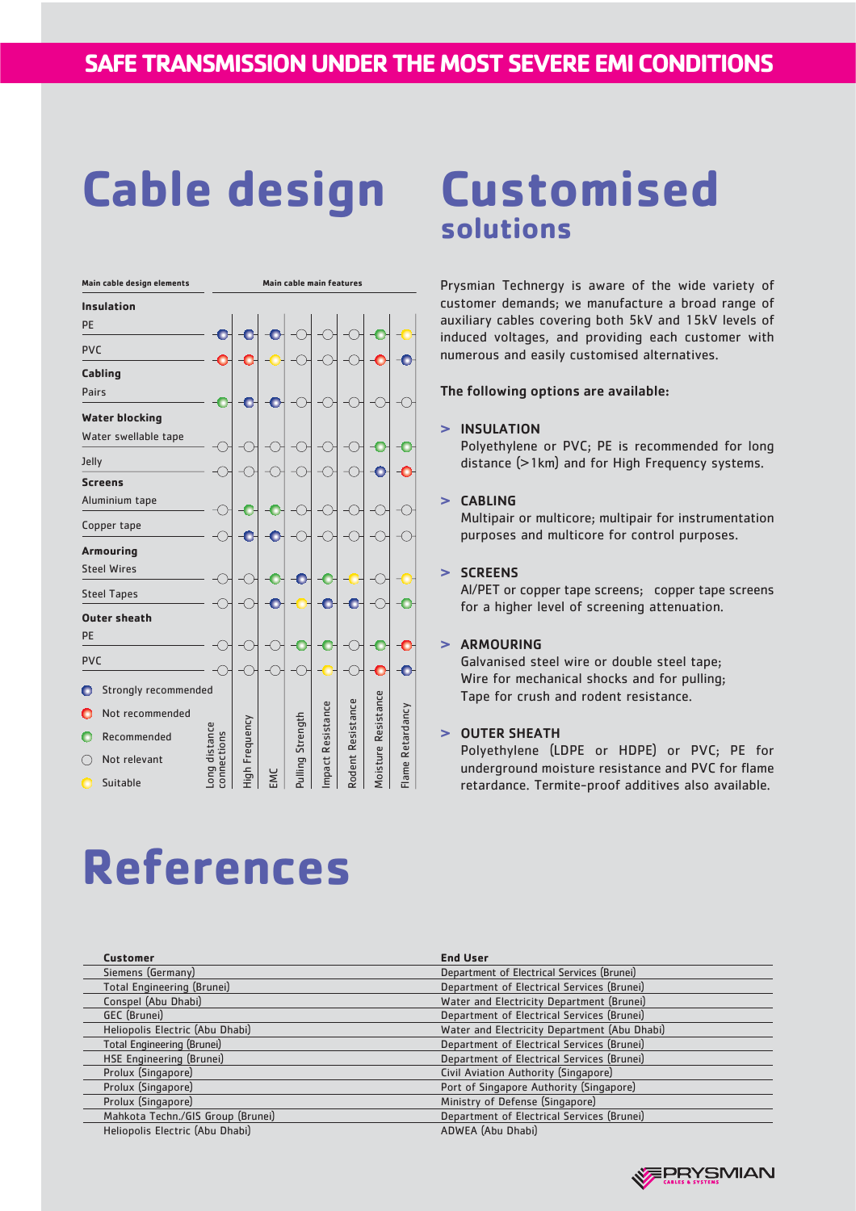## SAFE TRANSMISSION UNDER THE MOST SEVERE EMI CONDITIONS

# Cable design

| Main cable design elements | Long distance connections | High Frequency | EMC | Pulling Strength | Impact Resistance | Rodent Resistance | Moisture Resistance | Flame Retardancy |
|---|---|---|---|---|---|---|---|---|
| **Insulation** | | | | | | | | |
| PE | Strongly recommended | Strongly recommended | Strongly recommended | Not relevant | Not relevant | Not relevant | Recommended | Suitable |
| PVC | Not recommended | Not recommended | Suitable | Not relevant | Not relevant | Not relevant | Not recommended | Strongly recommended |
| **Cabling** | | | | | | | | |
| Pairs | Recommended | Strongly recommended | Strongly recommended | Not relevant | Not relevant | Not relevant | Not relevant | Not relevant |
| **Water blocking** | | | | | | | | |
| Water swellable tape | Not relevant | Not relevant | Not relevant | Not relevant | Not relevant | Not relevant | Recommended | Recommended |
| Jelly | Not relevant | Not relevant | Not relevant | Not relevant | Not relevant | Not relevant | Strongly recommended | Not recommended |
| **Screens** | | | | | | | | |
| Aluminium tape | Not relevant | Recommended | Recommended | Not relevant | Not relevant | Not relevant | Not relevant | Not relevant |
| Copper tape | Not relevant | Strongly recommended | Strongly recommended | Not relevant | Not relevant | Not relevant | Not relevant | Not relevant |
| **Armouring** | | | | | | | | |
| Steel Wires | Not relevant | Not relevant | Recommended | Strongly recommended | Recommended | Suitable | Not relevant | Suitable |
| Steel Tapes | Not relevant | Not relevant | Strongly recommended | Suitable | Strongly recommended | Strongly recommended | Not relevant | Recommended |
| **Outer sheath** | | | | | | | | |
| PE | Not relevant | Not relevant | Not relevant | Recommended | Recommended | Not relevant | Recommended | Not recommended |
| PVC | Not relevant | Not relevant | Not relevant | Not relevant | Suitable | Not relevant | Not recommended | Strongly recommended |

Legend: Strongly recommended / Not recommended / Recommended / Not relevant / Suitable

# Customised solutions

Prysmian Technergy is aware of the wide variety of customer demands; we manufacture a broad range of auxiliary cables covering both 5kV and 15kV levels of induced voltages, and providing each customer with numerous and easily customised alternatives.

**The following options are available:**

> **INSULATION**
> Polyethylene or PVC; PE is recommended for long distance (>1km) and for High Frequency systems.

> **CABLING**
> Multipair or multicore; multipair for instrumentation purposes and multicore for control purposes.

> **SCREENS**
> Al/PET or copper tape screens; copper tape screens for a higher level of screening attenuation.

> **ARMOURING**
> Galvanised steel wire or double steel tape;
> Wire for mechanical shocks and for pulling;
> Tape for crush and rodent resistance.

> **OUTER SHEATH**
> Polyethylene (LDPE or HDPE) or PVC; PE for underground moisture resistance and PVC for flame retardance. Termite-proof additives also available.

# References

| Customer | End User |
|---|---|
| Siemens (Germany) | Department of Electrical Services (Brunei) |
| Total Engineering (Brunei) | Department of Electrical Services (Brunei) |
| Conspel (Abu Dhabi) | Water and Electricity Department (Brunei) |
| GEC (Brunei) | Department of Electrical Services (Brunei) |
| Heliopolis Electric (Abu Dhabi) | Water and Electricity Department (Abu Dhabi) |
| Total Engineering (Brunei) | Department of Electrical Services (Brunei) |
| HSE Engineering (Brunei) | Department of Electrical Services (Brunei) |
| Prolux (Singapore) | Civil Aviation Authority (Singapore) |
| Prolux (Singapore) | Port of Singapore Authority (Singapore) |
| Prolux (Singapore) | Ministry of Defense (Singapore) |
| Mahkota Techn./GIS Group (Brunei) | Department of Electrical Services (Brunei) |
| Heliopolis Electric (Abu Dhabi) | ADWEA (Abu Dhabi) |

PRYSMIAN CABLES & SYSTEMS